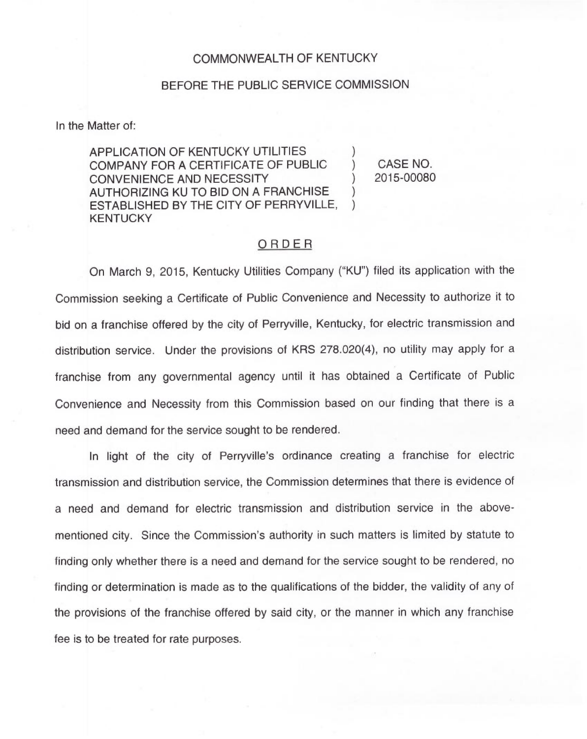COMMONWEALTH OF KENTUCKY

BEFORE THE PUBLIC SERVICE COMMISSION

In the Matter of:

| | | |
|---|---|---|
| APPLICATION OF KENTUCKY UTILITIES COMPANY FOR A CERTIFICATE OF PUBLIC CONVENIENCE AND NECESSITY AUTHORIZING KU TO BID ON A FRANCHISE ESTABLISHED BY THE CITY OF PERRYVILLE, KENTUCKY | ) ) ) ) ) | CASE NO. 2015-00080 |

ORDER

On March 9, 2015, Kentucky Utilities Company ("KU") filed its application with the Commission seeking a Certificate of Public Convenience and Necessity to authorize it to bid on a franchise offered by the city of Perryville, Kentucky, for electric transmission and distribution service. Under the provisions of KRS 278.020(4), no utility may apply for a franchise from any governmental agency until it has obtained a Certificate of Public Convenience and Necessity from this Commission based on our finding that there is a need and demand for the service sought to be rendered.

In light of the city of Perryville's ordinance creating a franchise for electric transmission and distribution service, the Commission determines that there is evidence of a need and demand for electric transmission and distribution service in the above-mentioned city. Since the Commission's authority in such matters is limited by statute to finding only whether there is a need and demand for the service sought to be rendered, no finding or determination is made as to the qualifications of the bidder, the validity of any of the provisions of the franchise offered by said city, or the manner in which any franchise fee is to be treated for rate purposes.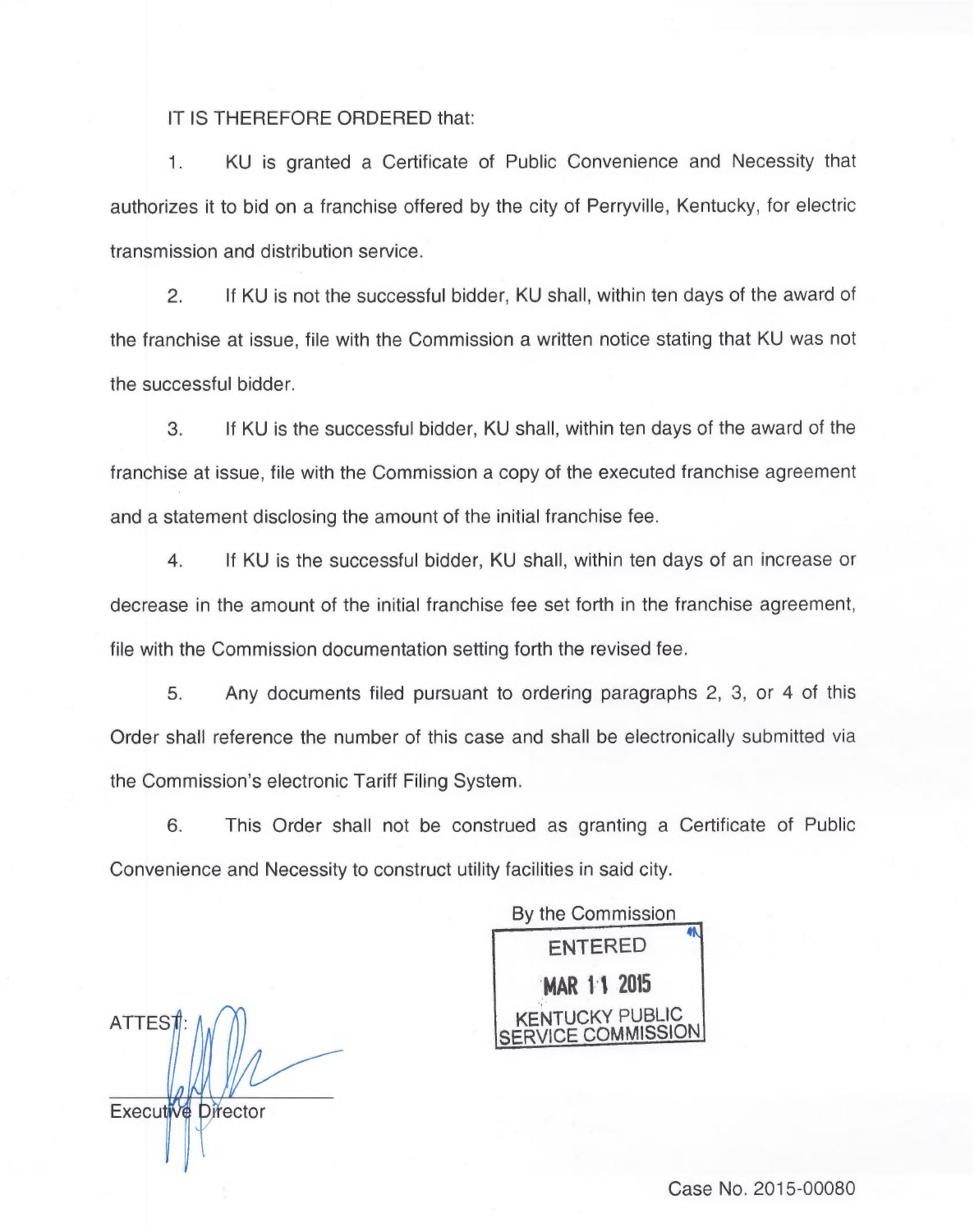IT IS THEREFORE ORDERED that:

1. KU is granted a Certificate of Public Convenience and Necessity that authorizes it to bid on a franchise offered by the city of Perryville, Kentucky, for electric transmission and distribution service.

2. If KU is not the successful bidder, KU shall, within ten days of the award of the franchise at issue, file with the Commission a written notice stating that KU was not the successful bidder.

3. If KU is the successful bidder, KU shall, within ten days of the award of the franchise at issue, file with the Commission a copy of the executed franchise agreement and a statement disclosing the amount of the initial franchise fee.

4. If KU is the successful bidder, KU shall, within ten days of an increase or decrease in the amount of the initial franchise fee set forth in the franchise agreement, file with the Commission documentation setting forth the revised fee.

5. Any documents filed pursuant to ordering paragraphs 2, 3, or 4 of this Order shall reference the number of this case and shall be electronically submitted via the Commission's electronic Tariff Filing System.

6. This Order shall not be construed as granting a Certificate of Public Convenience and Necessity to construct utility facilities in said city.

By the Commission

ENTERED
MAR 11 2015
KENTUCKY PUBLIC SERVICE COMMISSION

ATTEST:

Executive Director

Case No. 2015-00080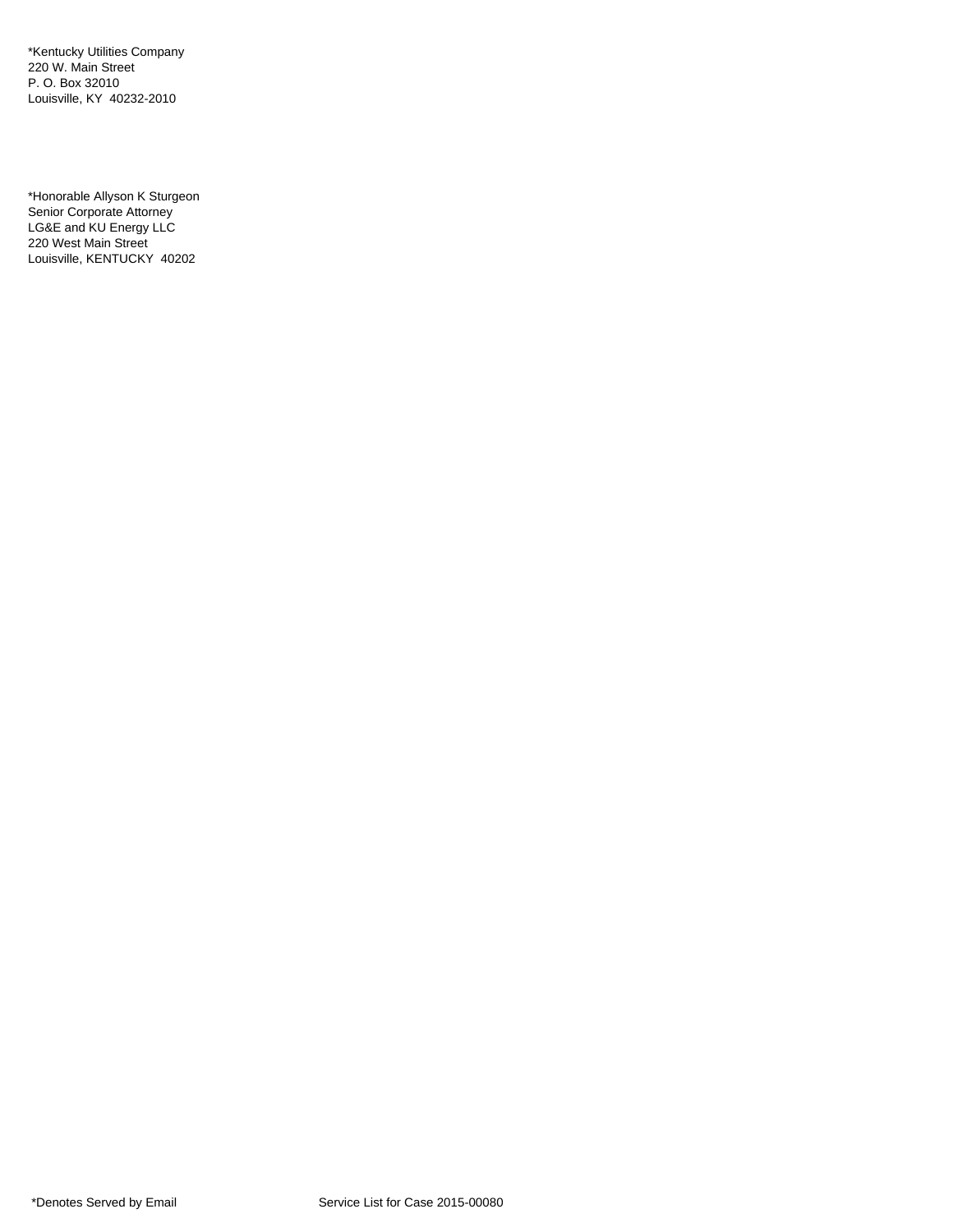*Kentucky Utilities Company
220 W. Main Street
P. O. Box 32010
Louisville, KY 40232-2010

*Honorable Allyson K Sturgeon
Senior Corporate Attorney
LG&E and KU Energy LLC
220 West Main Street
Louisville, KENTUCKY 40202

*Denotes Served by Email

Service List for Case 2015-00080